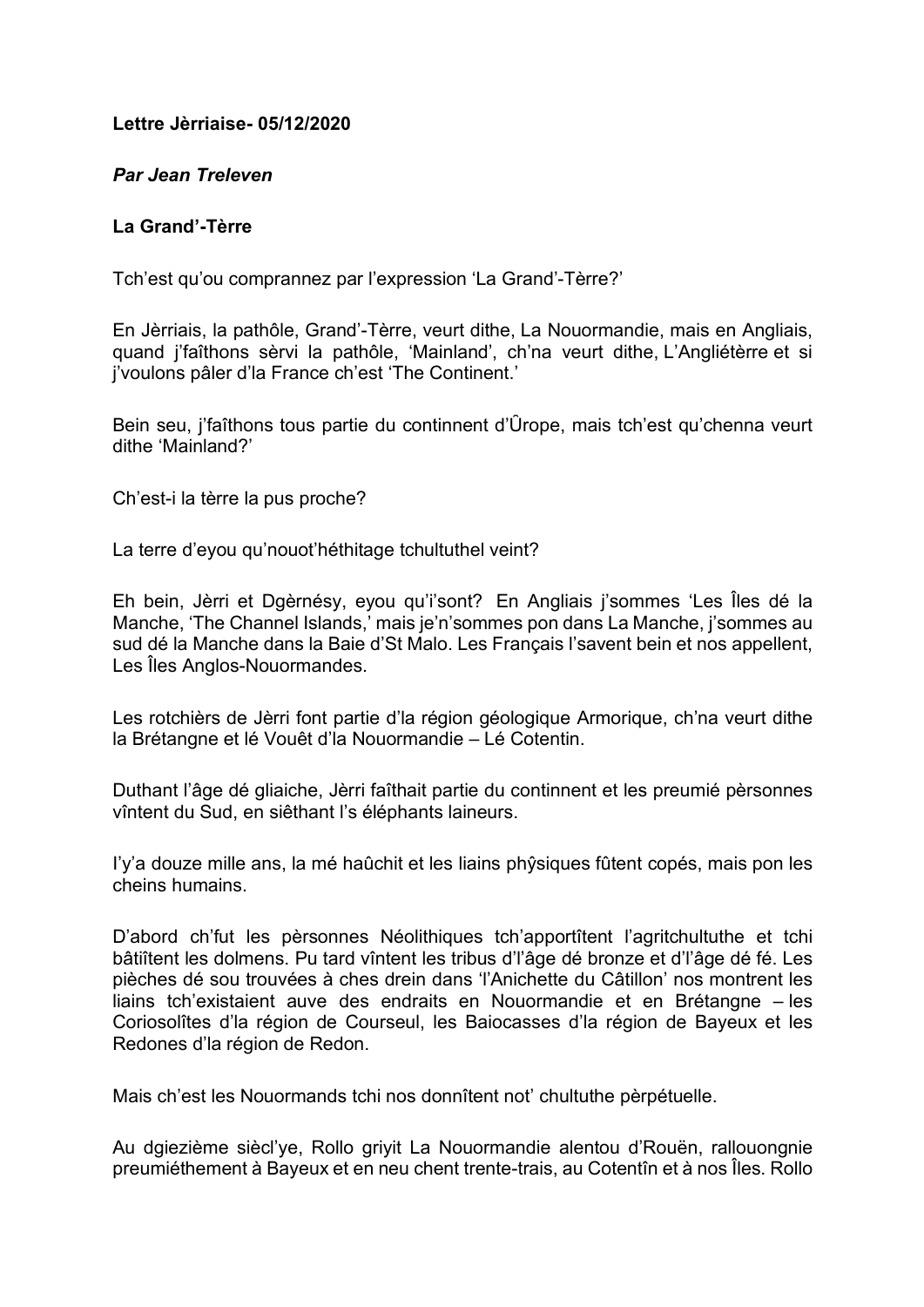**Lettre Jèrriaise- 05/12/2020**

***Par Jean Treleven***

**La Grand'-Tèrre**

Tch'est qu'ou comprannez par l'expression 'La Grand'-Tèrre?'

En Jèrriais, la pathôle, Grand'-Tèrre, veurt dithe, La Nouormandie, mais en Angliais, quand j'faîthons sèrvi la pathôle, 'Mainland', ch'na veurt dithe, L'Angliétèrre et si j'voulons pâler d'la France ch'est 'The Continent.'

Bein seu, j'faîthons tous partie du continnent d'Ûrope, mais tch'est qu'chenna veurt dithe 'Mainland?'

Ch'est-i la tèrre la pus proche?

La terre d'eyou qu'nouot'héthitage tchultuthel veint?

Eh bein, Jèrri et Dgèrnésy, eyou qu'i'sont? En Angliais j'sommes 'Les Îles dé la Manche, 'The Channel Islands,' mais je'n'sommes pon dans La Manche, j'sommes au sud dé la Manche dans la Baie d'St Malo. Les Français l'savent bein et nos appellent, Les Îles Anglos-Nouormandes.

Les rotchièrs de Jèrri font partie d'la région géologique Armorique, ch'na veurt dithe la Brétangne et lé Vouêt d'la Nouormandie – Lé Cotentin.

Duthant l'âge dé gliaiche, Jèrri faîthait partie du continnent et les preumié pèrsonnes vîntent du Sud, en siêthant l's éléphants laineurs.

I'y'a douze mille ans, la mé haûchit et les liains phŷsiques fûtent copés, mais pon les cheins humains.

D'abord ch'fut les pèrsonnes Néolithiques tch'apportîtent l'agritchultuthe et tchi bâtîtent les dolmens. Pu tard vîntent les tribus d'l'âge dé bronze et d'l'âge dé fé. Les pièches dé sou trouvées à ches drein dans 'l'Anichette du Câtillon' nos montrent les liains tch'existaient auve des endraits en Nouormandie et en Brétangne – les Coriosolîtes d'la région de Courseul, les Baiocasses d'la région de Bayeux et les Redones d'la région de Redon.

Mais ch'est les Nouormands tchi nos donnîtent not' chultuthe pèrpétuelle.

Au dgiezième sièclʼye, Rollo griyit La Nouormandie alentou d'Rouën, rallouongnie preumiéthement à Bayeux et en neu chent trente-trais, au Cotentîn et à nos Îles. Rollo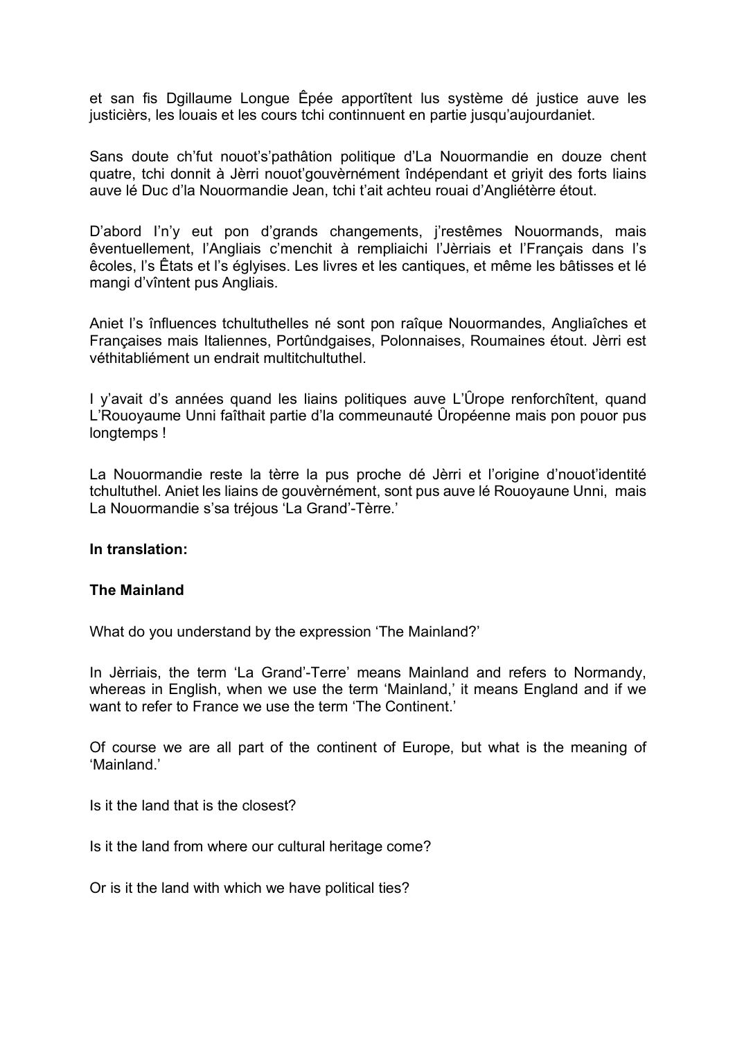et san fis Dgillaume Longue Êpée apportîtent lus système dé justice auve les justicièrs, les louais et les cours tchi continnuent en partie jusqu'aujourdaniet.

Sans doute ch'fut nouot's'pathâtion politique d'La Nouormandie en douze chent quatre, tchi donnit à Jèrri nouot'gouvèrnément îndépendant et griyit des forts liains auve lé Duc d'la Nouormandie Jean, tchi t'ait achteu rouai d'Angliétèrre étout.

D'abord l'n'y eut pon d'grands changements, j'restêmes Nouormands, mais êventuellement, l'Angliais c'menchit à rempliaichi l'Jèrriais et l'Français dans l's êcoles, l's Êtats et l's églyises. Les livres et les cantiques, et même les bâtisses et lé mangi d'vîntent pus Angliais.

Aniet l's înfluences tchultuthelles né sont pon raîque Nouormandes, Angliaîches et Françaises mais Italiennes, Portûndgaises, Polonnaises, Roumaines étout. Jèrri est véthitabliément un endrait multitchultuthel.

I y'avait d's années quand les liains politiques auve L'Ûrope renforchîtent, quand L'Rouoyaume Unni faîthait partie d'la commeunauté Ûropéenne mais pon pouor pus longtemps !

La Nouormandie reste la tèrre la pus proche dé Jèrri et l'origine d'nouot'identité tchultuthel. Aniet les liains de gouvèrnément, sont pus auve lé Rouoyaune Unni, mais La Nouormandie s'sa tréjous 'La Grand'-Tèrre.'

**In translation:**

**The Mainland**

What do you understand by the expression 'The Mainland?'

In Jèrriais, the term 'La Grand'-Terre' means Mainland and refers to Normandy, whereas in English, when we use the term 'Mainland,' it means England and if we want to refer to France we use the term 'The Continent.'

Of course we are all part of the continent of Europe, but what is the meaning of 'Mainland.'

Is it the land that is the closest?

Is it the land from where our cultural heritage come?

Or is it the land with which we have political ties?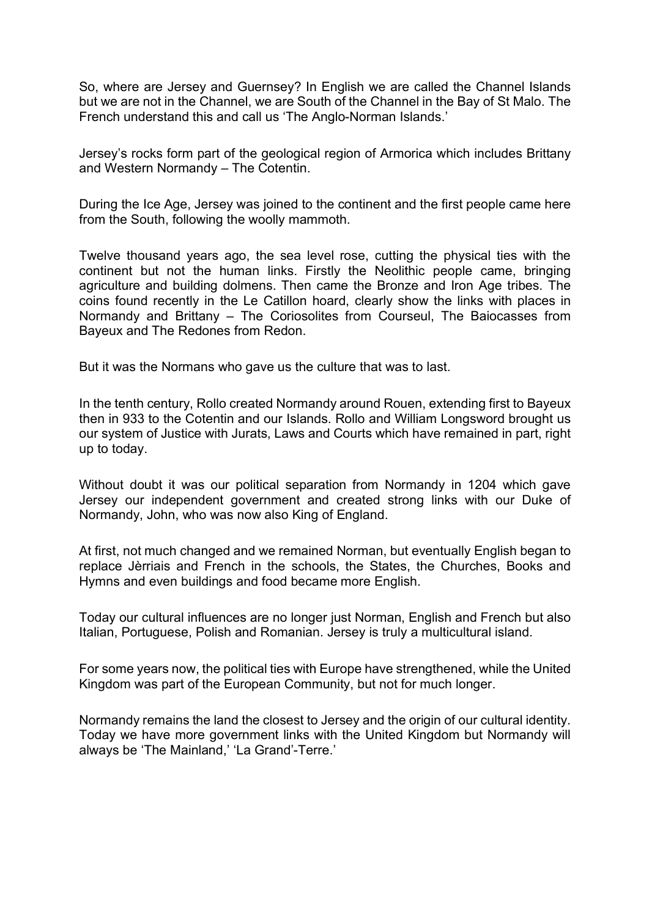So, where are Jersey and Guernsey? In English we are called the Channel Islands but we are not in the Channel, we are South of the Channel in the Bay of St Malo. The French understand this and call us 'The Anglo-Norman Islands.'

Jersey's rocks form part of the geological region of Armorica which includes Brittany and Western Normandy – The Cotentin.

During the Ice Age, Jersey was joined to the continent and the first people came here from the South, following the woolly mammoth.

Twelve thousand years ago, the sea level rose, cutting the physical ties with the continent but not the human links. Firstly the Neolithic people came, bringing agriculture and building dolmens. Then came the Bronze and Iron Age tribes. The coins found recently in the Le Catillon hoard, clearly show the links with places in Normandy and Brittany – The Coriosolites from Courseul, The Baiocasses from Bayeux and The Redones from Redon.

But it was the Normans who gave us the culture that was to last.

In the tenth century, Rollo created Normandy around Rouen, extending first to Bayeux then in 933 to the Cotentin and our Islands. Rollo and William Longsword brought us our system of Justice with Jurats, Laws and Courts which have remained in part, right up to today.

Without doubt it was our political separation from Normandy in 1204 which gave Jersey our independent government and created strong links with our Duke of Normandy, John, who was now also King of England.

At first, not much changed and we remained Norman, but eventually English began to replace Jèrriais and French in the schools, the States, the Churches, Books and Hymns and even buildings and food became more English.

Today our cultural influences are no longer just Norman, English and French but also Italian, Portuguese, Polish and Romanian. Jersey is truly a multicultural island.

For some years now, the political ties with Europe have strengthened, while the United Kingdom was part of the European Community, but not for much longer.

Normandy remains the land the closest to Jersey and the origin of our cultural identity. Today we have more government links with the United Kingdom but Normandy will always be 'The Mainland,' 'La Grand'-Terre.'